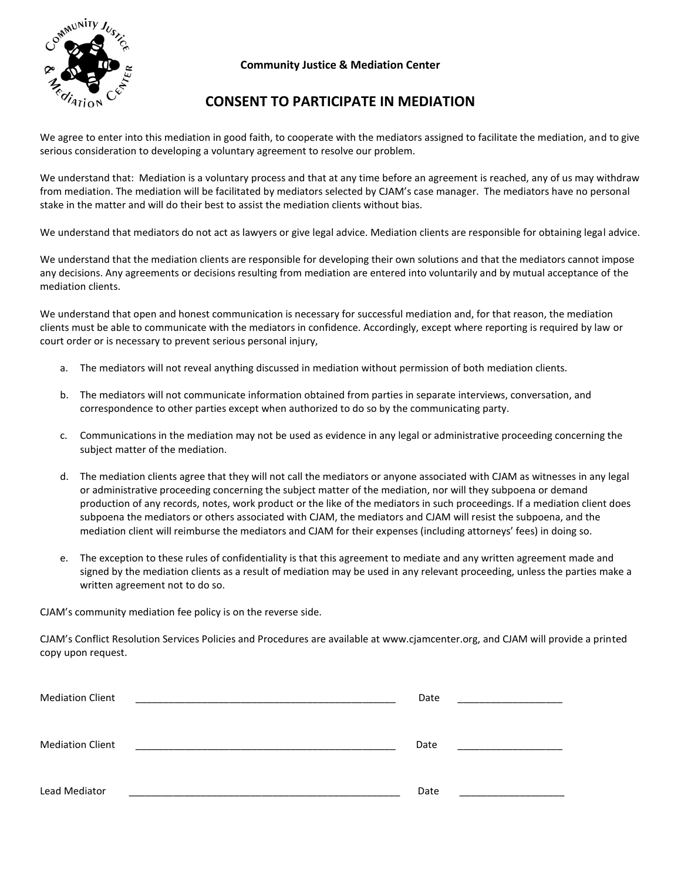**Community Justice & Mediation Center**

# CONSENT TO PARTICIPATE IN MEDIATION

We agree to enter into this mediation in good faith, to cooperate with the mediators assigned to facilitate the mediation, and to give serious consideration to developing a voluntary agreement to resolve our problem.

We understand that: Mediation is a voluntary process and that at any time before an agreement is reached, any of us may withdraw from mediation. The mediation will be facilitated by mediators selected by CJAM's case manager. The mediators have no personal stake in the matter and will do their best to assist the mediation clients without bias.

We understand that mediators do not act as lawyers or give legal advice. Mediation clients are responsible for obtaining legal advice.

We understand that the mediation clients are responsible for developing their own solutions and that the mediators cannot impose any decisions. Any agreements or decisions resulting from mediation are entered into voluntarily and by mutual acceptance of the mediation clients.

We understand that open and honest communication is necessary for successful mediation and, for that reason, the mediation clients must be able to communicate with the mediators in confidence. Accordingly, except where reporting is required by law or court order or is necessary to prevent serious personal injury,

a. The mediators will not reveal anything discussed in mediation without permission of both mediation clients.

b. The mediators will not communicate information obtained from parties in separate interviews, conversation, and correspondence to other parties except when authorized to do so by the communicating party.

c. Communications in the mediation may not be used as evidence in any legal or administrative proceeding concerning the subject matter of the mediation.

d. The mediation clients agree that they will not call the mediators or anyone associated with CJAM as witnesses in any legal or administrative proceeding concerning the subject matter of the mediation, nor will they subpoena or demand production of any records, notes, work product or the like of the mediators in such proceedings. If a mediation client does subpoena the mediators or others associated with CJAM, the mediators and CJAM will resist the subpoena, and the mediation client will reimburse the mediators and CJAM for their expenses (including attorneys' fees) in doing so.

e. The exception to these rules of confidentiality is that this agreement to mediate and any written agreement made and signed by the mediation clients as a result of mediation may be used in any relevant proceeding, unless the parties make a written agreement not to do so.

CJAM's community mediation fee policy is on the reverse side.

CJAM's Conflict Resolution Services Policies and Procedures are available at www.cjamcenter.org, and CJAM will provide a printed copy upon request.

Mediation Client \_\_\_\_\_\_\_\_\_\_\_\_\_\_\_\_\_\_\_\_\_\_\_\_\_\_\_\_\_\_\_\_\_\_\_\_\_\_\_\_\_\_\_\_ Date \_\_\_\_\_\_\_\_\_\_\_\_\_\_\_\_\_\_

Mediation Client \_\_\_\_\_\_\_\_\_\_\_\_\_\_\_\_\_\_\_\_\_\_\_\_\_\_\_\_\_\_\_\_\_\_\_\_\_\_\_\_\_\_\_\_ Date \_\_\_\_\_\_\_\_\_\_\_\_\_\_\_\_\_\_

Lead Mediator \_\_\_\_\_\_\_\_\_\_\_\_\_\_\_\_\_\_\_\_\_\_\_\_\_\_\_\_\_\_\_\_\_\_\_\_\_\_\_\_\_\_\_\_\_\_ Date \_\_\_\_\_\_\_\_\_\_\_\_\_\_\_\_\_\_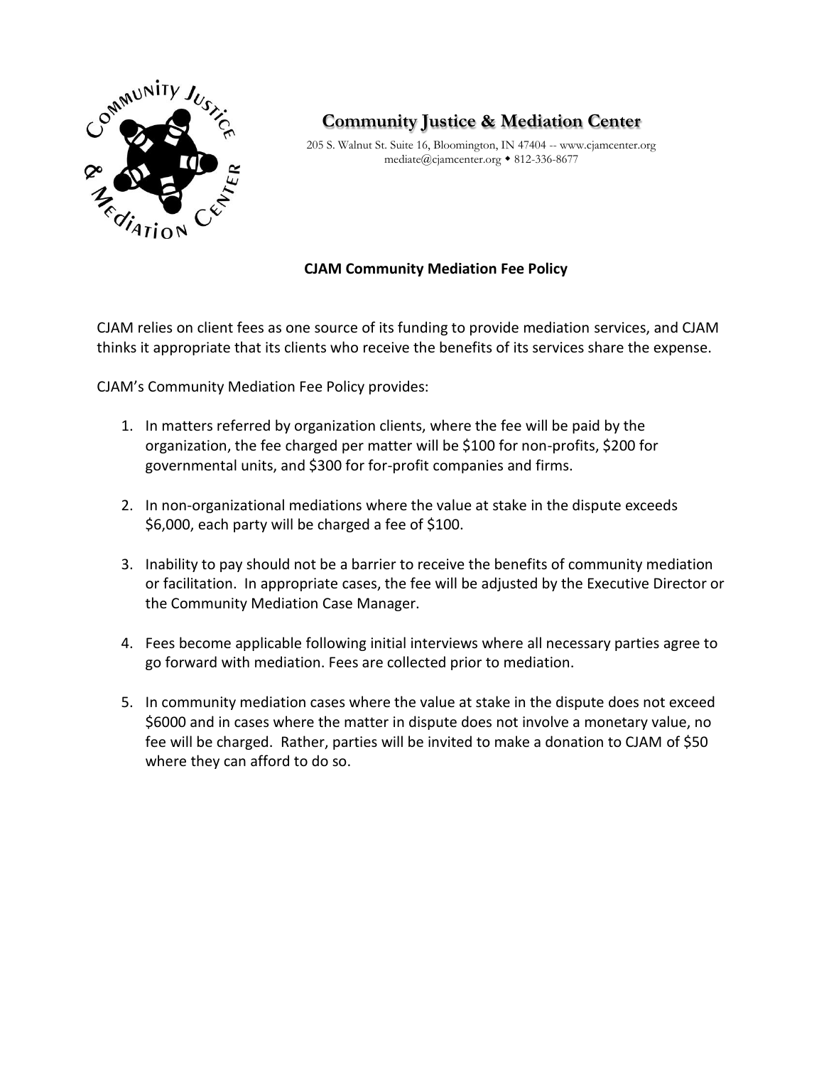# Community Justice & Mediation Center

205 S. Walnut St. Suite 16, Bloomington, IN 47404 -- www.cjamcenter.org
mediate@cjamcenter.org • 812-336-8677

## CJAM Community Mediation Fee Policy

CJAM relies on client fees as one source of its funding to provide mediation services, and CJAM thinks it appropriate that its clients who receive the benefits of its services share the expense.

CJAM's Community Mediation Fee Policy provides:

1. In matters referred by organization clients, where the fee will be paid by the organization, the fee charged per matter will be $100 for non-profits, $200 for governmental units, and $300 for for-profit companies and firms.

2. In non-organizational mediations where the value at stake in the dispute exceeds $6,000, each party will be charged a fee of $100.

3. Inability to pay should not be a barrier to receive the benefits of community mediation or facilitation. In appropriate cases, the fee will be adjusted by the Executive Director or the Community Mediation Case Manager.

4. Fees become applicable following initial interviews where all necessary parties agree to go forward with mediation. Fees are collected prior to mediation.

5. In community mediation cases where the value at stake in the dispute does not exceed $6000 and in cases where the matter in dispute does not involve a monetary value, no fee will be charged. Rather, parties will be invited to make a donation to CJAM of $50 where they can afford to do so.